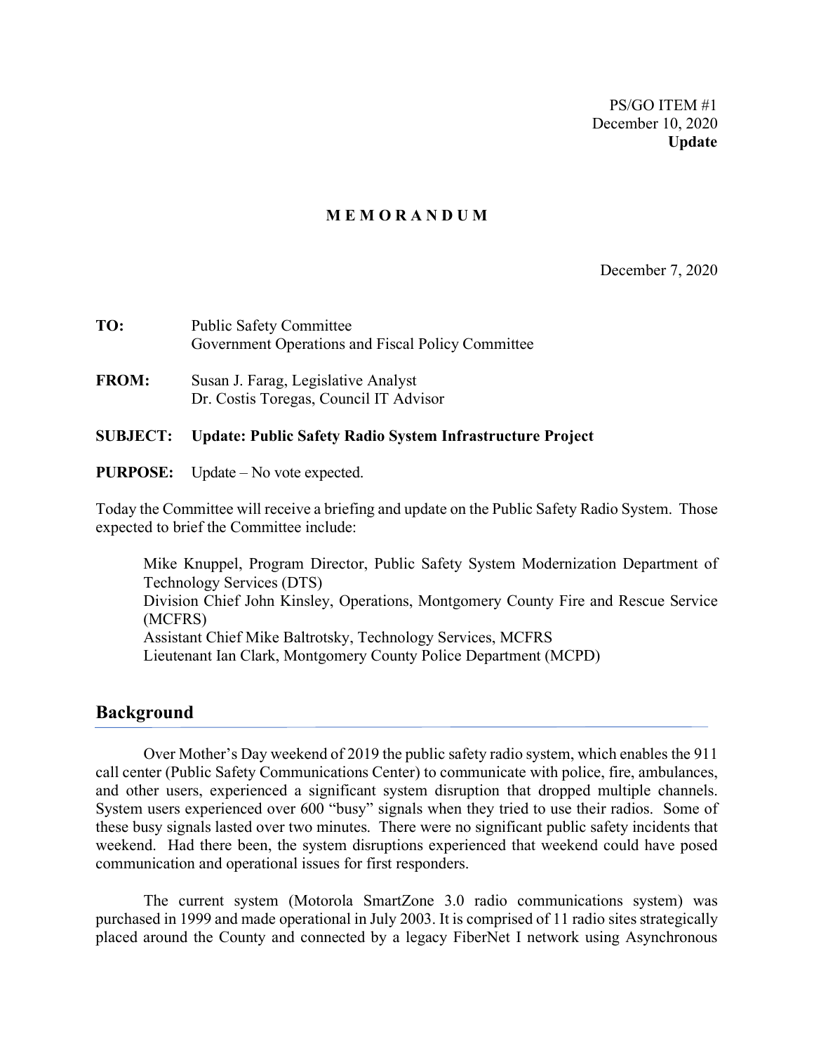PS/GO ITEM #1
December 10, 2020
**Update**

**M E M O R A N D U M**

December 7, 2020

**TO:** Public Safety Committee
Government Operations and Fiscal Policy Committee

**FROM:** Susan J. Farag, Legislative Analyst
Dr. Costis Toregas, Council IT Advisor

**SUBJECT: Update: Public Safety Radio System Infrastructure Project**

**PURPOSE:** Update – No vote expected.

Today the Committee will receive a briefing and update on the Public Safety Radio System. Those expected to brief the Committee include:

> Mike Knuppel, Program Director, Public Safety System Modernization Department of Technology Services (DTS)
> Division Chief John Kinsley, Operations, Montgomery County Fire and Rescue Service (MCFRS)
> Assistant Chief Mike Baltrotsky, Technology Services, MCFRS
> Lieutenant Ian Clark, Montgomery County Police Department (MCPD)

## Background

Over Mother's Day weekend of 2019 the public safety radio system, which enables the 911 call center (Public Safety Communications Center) to communicate with police, fire, ambulances, and other users, experienced a significant system disruption that dropped multiple channels. System users experienced over 600 "busy" signals when they tried to use their radios. Some of these busy signals lasted over two minutes. There were no significant public safety incidents that weekend. Had there been, the system disruptions experienced that weekend could have posed communication and operational issues for first responders.

The current system (Motorola SmartZone 3.0 radio communications system) was purchased in 1999 and made operational in July 2003. It is comprised of 11 radio sites strategically placed around the County and connected by a legacy FiberNet I network using Asynchronous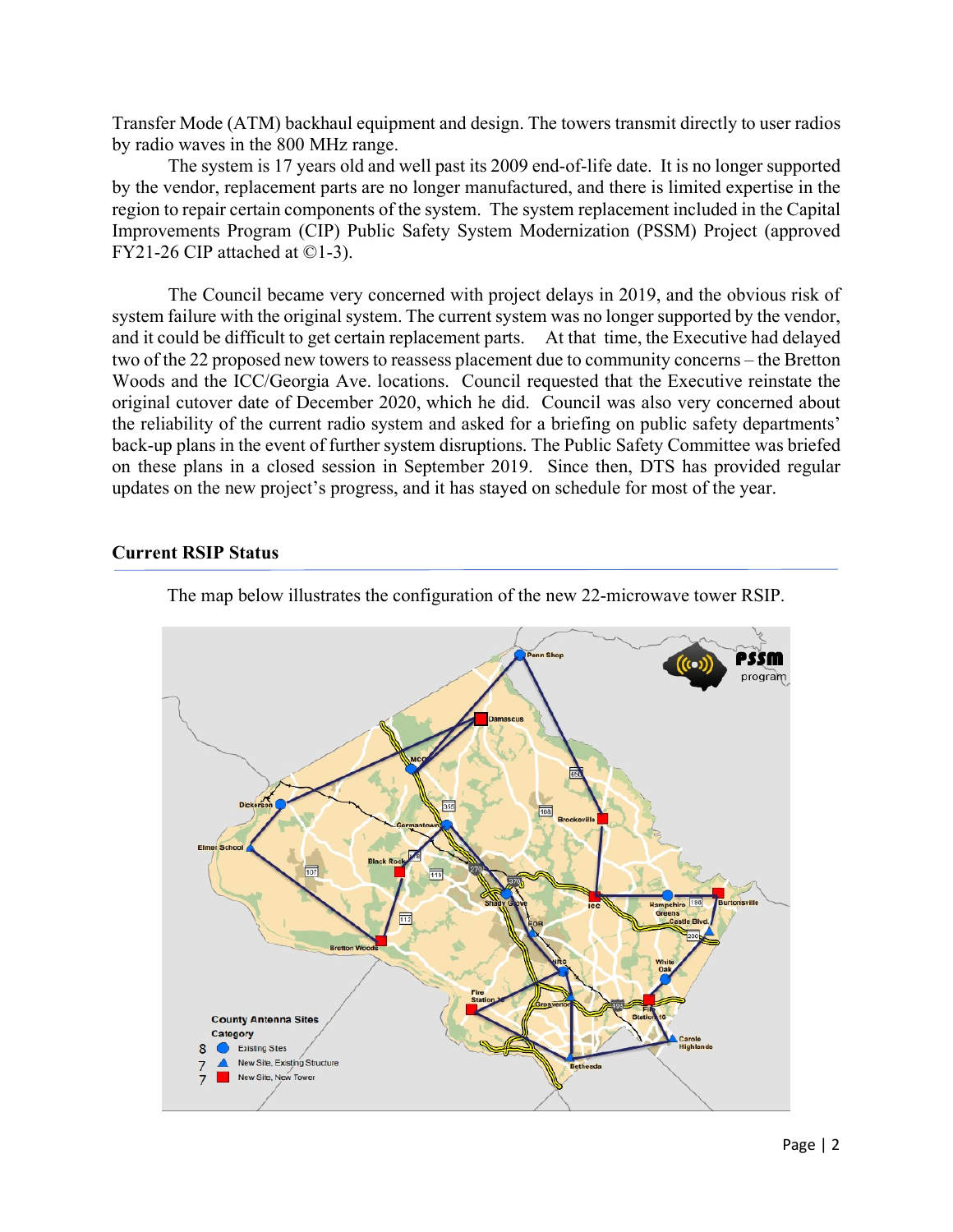Transfer Mode (ATM) backhaul equipment and design. The towers transmit directly to user radios by radio waves in the 800 MHz range.

The system is 17 years old and well past its 2009 end-of-life date. It is no longer supported by the vendor, replacement parts are no longer manufactured, and there is limited expertise in the region to repair certain components of the system. The system replacement included in the Capital Improvements Program (CIP) Public Safety System Modernization (PSSM) Project (approved FY21-26 CIP attached at ©1-3).

The Council became very concerned with project delays in 2019, and the obvious risk of system failure with the original system. The current system was no longer supported by the vendor, and it could be difficult to get certain replacement parts. At that time, the Executive had delayed two of the 22 proposed new towers to reassess placement due to community concerns – the Bretton Woods and the ICC/Georgia Ave. locations. Council requested that the Executive reinstate the original cutover date of December 2020, which he did. Council was also very concerned about the reliability of the current radio system and asked for a briefing on public safety departments' back-up plans in the event of further system disruptions. The Public Safety Committee was briefed on these plans in a closed session in September 2019. Since then, DTS has provided regular updates on the new project's progress, and it has stayed on schedule for most of the year.

## Current RSIP Status

The map below illustrates the configuration of the new 22-microwave tower RSIP.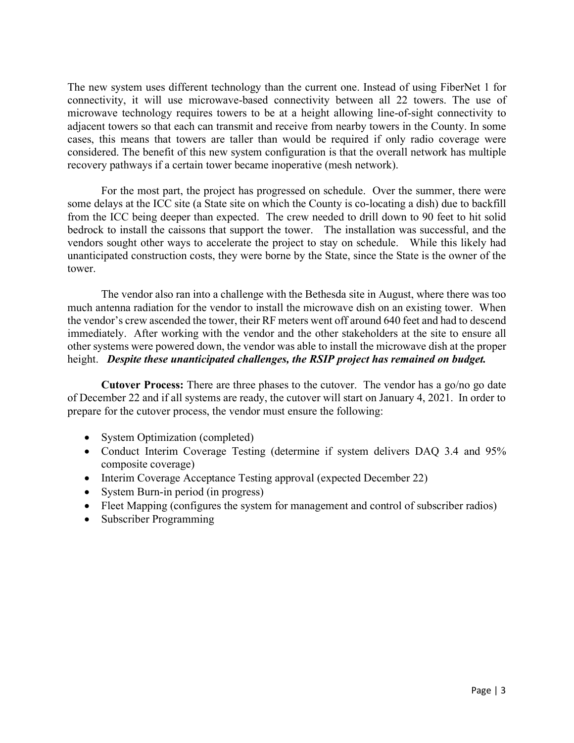The new system uses different technology than the current one. Instead of using FiberNet 1 for connectivity, it will use microwave-based connectivity between all 22 towers. The use of microwave technology requires towers to be at a height allowing line-of-sight connectivity to adjacent towers so that each can transmit and receive from nearby towers in the County. In some cases, this means that towers are taller than would be required if only radio coverage were considered. The benefit of this new system configuration is that the overall network has multiple recovery pathways if a certain tower became inoperative (mesh network).

For the most part, the project has progressed on schedule. Over the summer, there were some delays at the ICC site (a State site on which the County is co-locating a dish) due to backfill from the ICC being deeper than expected. The crew needed to drill down to 90 feet to hit solid bedrock to install the caissons that support the tower. The installation was successful, and the vendors sought other ways to accelerate the project to stay on schedule. While this likely had unanticipated construction costs, they were borne by the State, since the State is the owner of the tower.

The vendor also ran into a challenge with the Bethesda site in August, where there was too much antenna radiation for the vendor to install the microwave dish on an existing tower. When the vendor's crew ascended the tower, their RF meters went off around 640 feet and had to descend immediately. After working with the vendor and the other stakeholders at the site to ensure all other systems were powered down, the vendor was able to install the microwave dish at the proper height. ***Despite these unanticipated challenges, the RSIP project has remained on budget.***

**Cutover Process:** There are three phases to the cutover. The vendor has a go/no go date of December 22 and if all systems are ready, the cutover will start on January 4, 2021. In order to prepare for the cutover process, the vendor must ensure the following:

- System Optimization (completed)
- Conduct Interim Coverage Testing (determine if system delivers DAQ 3.4 and 95% composite coverage)
- Interim Coverage Acceptance Testing approval (expected December 22)
- System Burn-in period (in progress)
- Fleet Mapping (configures the system for management and control of subscriber radios)
- Subscriber Programming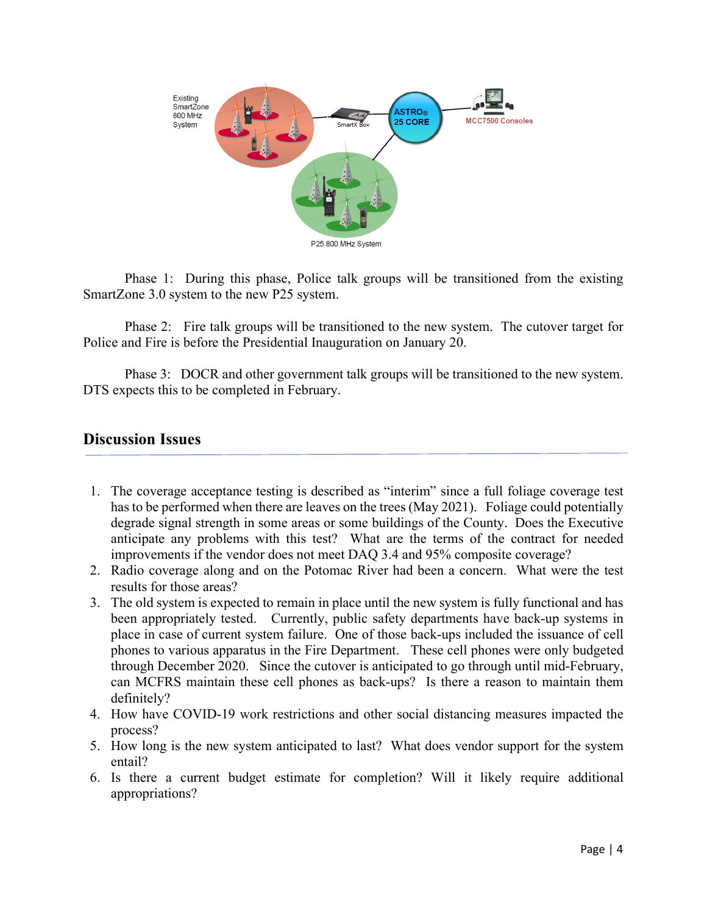Phase 1: During this phase, Police talk groups will be transitioned from the existing SmartZone 3.0 system to the new P25 system.

Phase 2: Fire talk groups will be transitioned to the new system. The cutover target for Police and Fire is before the Presidential Inauguration on January 20.

Phase 3: DOCR and other government talk groups will be transitioned to the new system. DTS expects this to be completed in February.

## Discussion Issues

1. The coverage acceptance testing is described as "interim" since a full foliage coverage test has to be performed when there are leaves on the trees (May 2021). Foliage could potentially degrade signal strength in some areas or some buildings of the County. Does the Executive anticipate any problems with this test? What are the terms of the contract for needed improvements if the vendor does not meet DAQ 3.4 and 95% composite coverage?
2. Radio coverage along and on the Potomac River had been a concern. What were the test results for those areas?
3. The old system is expected to remain in place until the new system is fully functional and has been appropriately tested. Currently, public safety departments have back-up systems in place in case of current system failure. One of those back-ups included the issuance of cell phones to various apparatus in the Fire Department. These cell phones were only budgeted through December 2020. Since the cutover is anticipated to go through until mid-February, can MCFRS maintain these cell phones as back-ups? Is there a reason to maintain them definitely?
4. How have COVID-19 work restrictions and other social distancing measures impacted the process?
5. How long is the new system anticipated to last? What does vendor support for the system entail?
6. Is there a current budget estimate for completion? Will it likely require additional appropriations?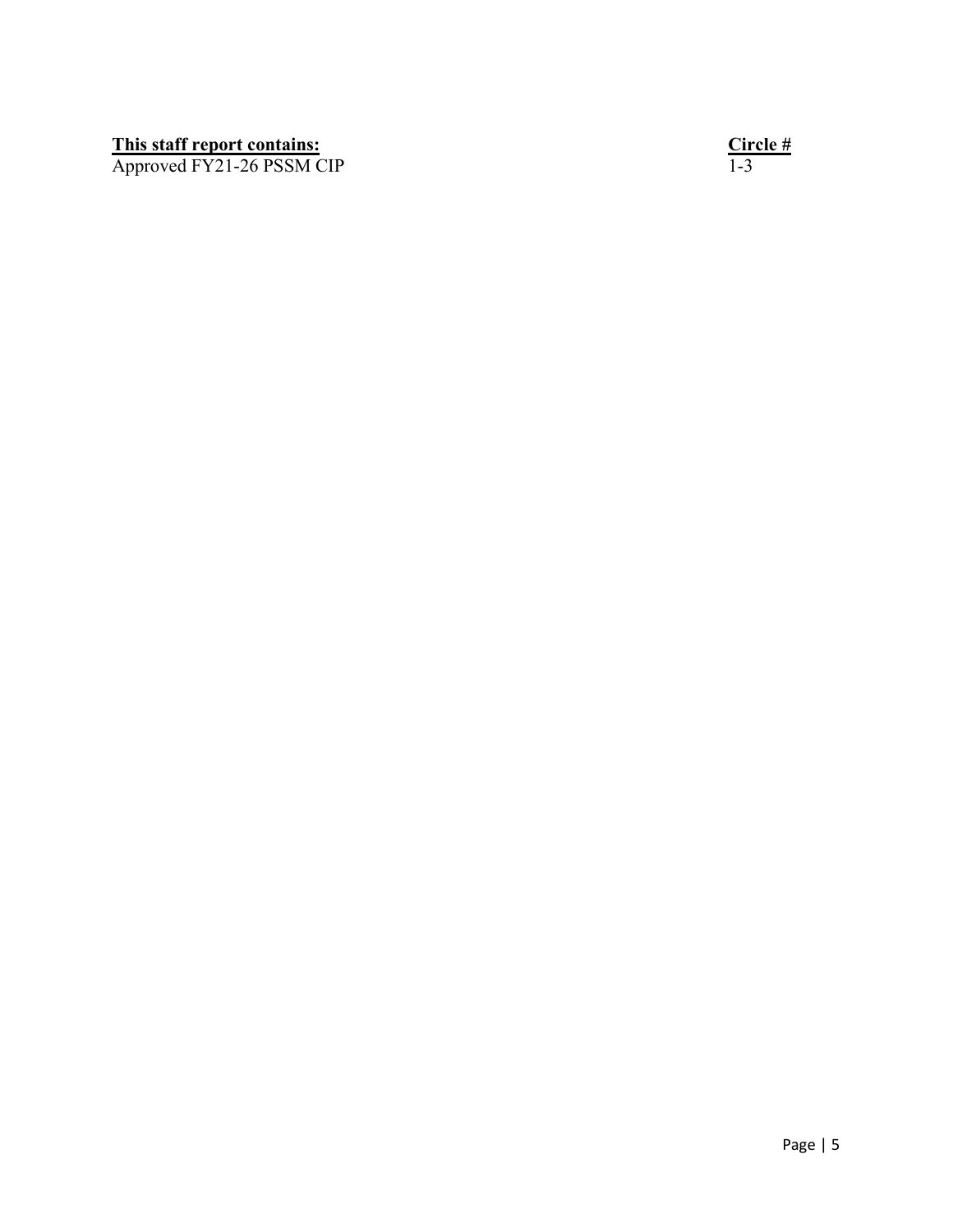| **This staff report contains:** | **Circle #** |
| --- | --- |
| Approved FY21-26 PSSM CIP | 1-3 |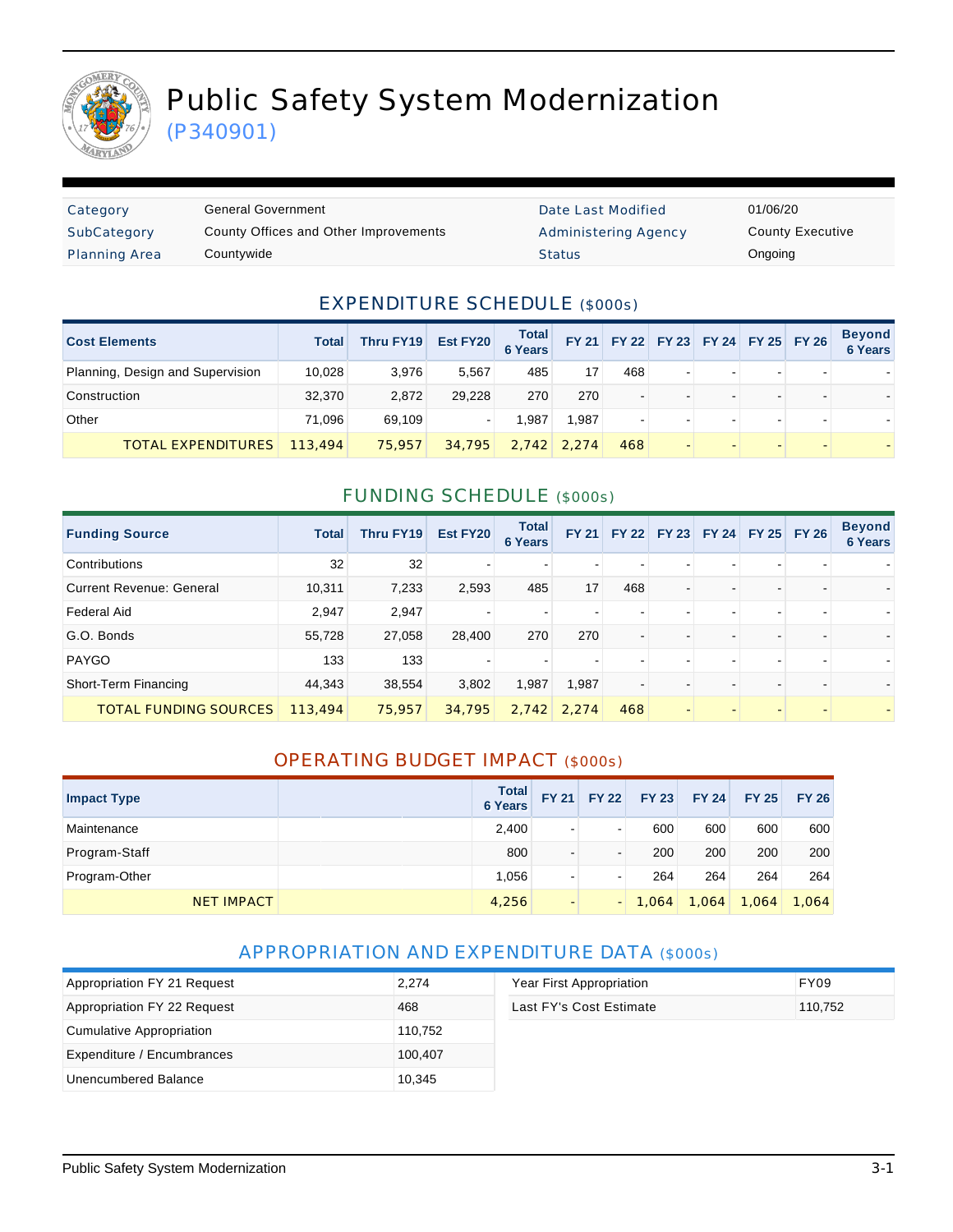# Public Safety System Modernization

(P340901)

| Category | General Government | Date Last Modified | 01/06/20 |
|---|---|---|---|
| SubCategory | County Offices and Other Improvements | Administering Agency | County Executive |
| Planning Area | Countywide | Status | Ongoing |

## EXPENDITURE SCHEDULE ($000s)

| Cost Elements | Total | Thru FY19 | Est FY20 | Total 6 Years | FY 21 | FY 22 | FY 23 | FY 24 | FY 25 | FY 26 | Beyond 6 Years |
|---|---|---|---|---|---|---|---|---|---|---|---|
| Planning, Design and Supervision | 10,028 | 3,976 | 5,567 | 485 | 17 | 468 | - | - | - | - | - |
| Construction | 32,370 | 2,872 | 29,228 | 270 | 270 | - | - | - | - | - | - |
| Other | 71,096 | 69,109 | - | 1,987 | 1,987 | - | - | - | - | - | - |
| TOTAL EXPENDITURES | 113,494 | 75,957 | 34,795 | 2,742 | 2,274 | 468 | - | - | - | - | - |

## FUNDING SCHEDULE ($000s)

| Funding Source | Total | Thru FY19 | Est FY20 | Total 6 Years | FY 21 | FY 22 | FY 23 | FY 24 | FY 25 | FY 26 | Beyond 6 Years |
|---|---|---|---|---|---|---|---|---|---|---|---|
| Contributions | 32 | 32 | - | - | - | - | - | - | - | - | - |
| Current Revenue: General | 10,311 | 7,233 | 2,593 | 485 | 17 | 468 | - | - | - | - | - |
| Federal Aid | 2,947 | 2,947 | - | - | - | - | - | - | - | - | - |
| G.O. Bonds | 55,728 | 27,058 | 28,400 | 270 | 270 | - | - | - | - | - | - |
| PAYGO | 133 | 133 | - | - | - | - | - | - | - | - | - |
| Short-Term Financing | 44,343 | 38,554 | 3,802 | 1,987 | 1,987 | - | - | - | - | - | - |
| TOTAL FUNDING SOURCES | 113,494 | 75,957 | 34,795 | 2,742 | 2,274 | 468 | - | - | - | - | - |

## OPERATING BUDGET IMPACT ($000s)

| Impact Type | | Total 6 Years | FY 21 | FY 22 | FY 23 | FY 24 | FY 25 | FY 26 |
|---|---|---|---|---|---|---|---|---|
| Maintenance | | 2,400 | - | - | 600 | 600 | 600 | 600 |
| Program-Staff | | 800 | - | - | 200 | 200 | 200 | 200 |
| Program-Other | | 1,056 | - | - | 264 | 264 | 264 | 264 |
| NET IMPACT | | 4,256 | - | - | 1,064 | 1,064 | 1,064 | 1,064 |

## APPROPRIATION AND EXPENDITURE DATA ($000s)

| | |
|---|---|
| Appropriation FY 21 Request | 2,274 |
| Appropriation FY 22 Request | 468 |
| Cumulative Appropriation | 110,752 |
| Expenditure / Encumbrances | 100,407 |
| Unencumbered Balance | 10,345 |

| | |
|---|---|
| Year First Appropriation | FY09 |
| Last FY's Cost Estimate | 110,752 |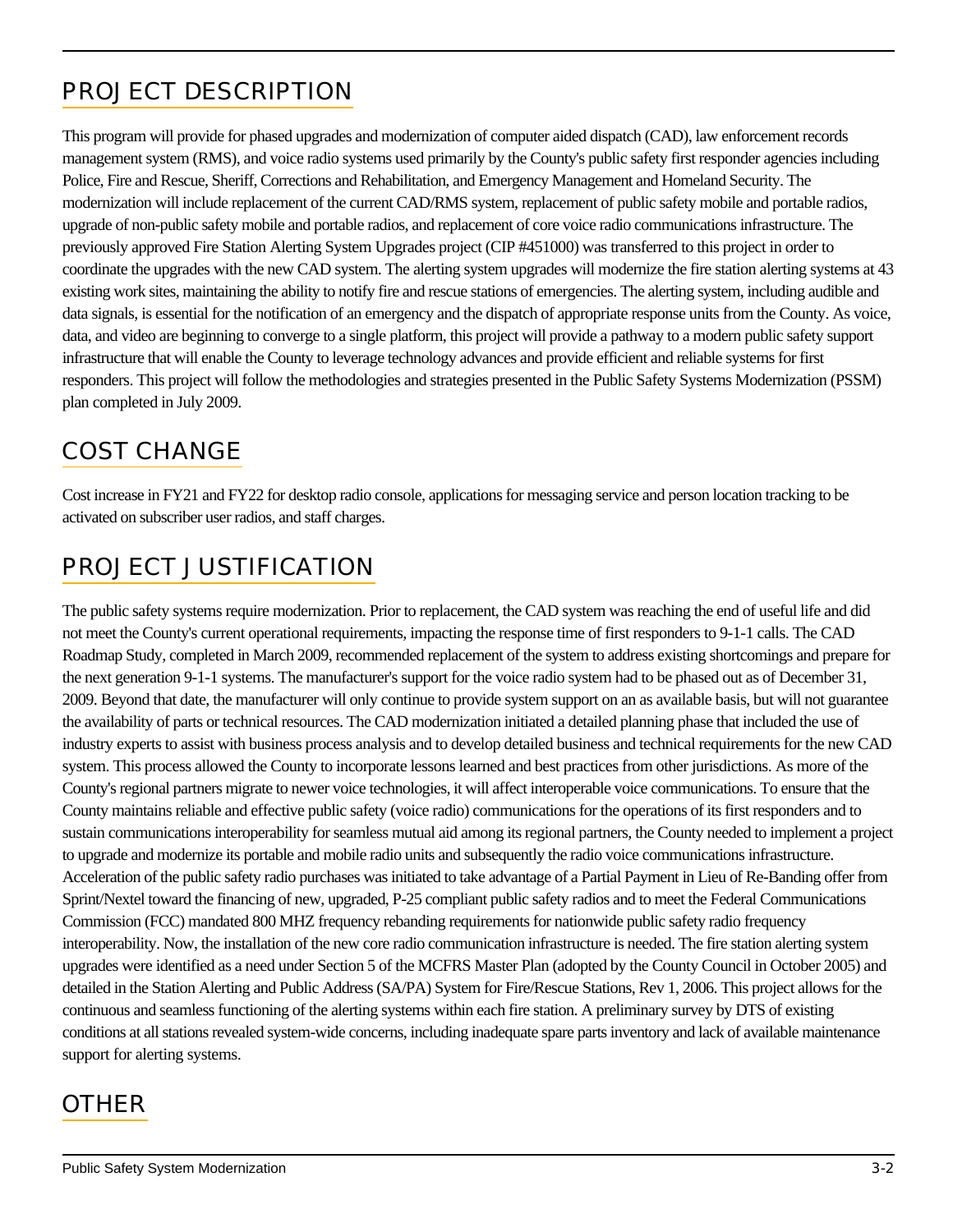## PROJECT DESCRIPTION

This program will provide for phased upgrades and modernization of computer aided dispatch (CAD), law enforcement records management system (RMS), and voice radio systems used primarily by the County's public safety first responder agencies including Police, Fire and Rescue, Sheriff, Corrections and Rehabilitation, and Emergency Management and Homeland Security. The modernization will include replacement of the current CAD/RMS system, replacement of public safety mobile and portable radios, upgrade of non-public safety mobile and portable radios, and replacement of core voice radio communications infrastructure. The previously approved Fire Station Alerting System Upgrades project (CIP #451000) was transferred to this project in order to coordinate the upgrades with the new CAD system. The alerting system upgrades will modernize the fire station alerting systems at 43 existing work sites, maintaining the ability to notify fire and rescue stations of emergencies. The alerting system, including audible and data signals, is essential for the notification of an emergency and the dispatch of appropriate response units from the County. As voice, data, and video are beginning to converge to a single platform, this project will provide a pathway to a modern public safety support infrastructure that will enable the County to leverage technology advances and provide efficient and reliable systems for first responders. This project will follow the methodologies and strategies presented in the Public Safety Systems Modernization (PSSM) plan completed in July 2009.

## COST CHANGE

Cost increase in FY21 and FY22 for desktop radio console, applications for messaging service and person location tracking to be activated on subscriber user radios, and staff charges.

## PROJECT JUSTIFICATION

The public safety systems require modernization. Prior to replacement, the CAD system was reaching the end of useful life and did not meet the County's current operational requirements, impacting the response time of first responders to 9-1-1 calls. The CAD Roadmap Study, completed in March 2009, recommended replacement of the system to address existing shortcomings and prepare for the next generation 9-1-1 systems. The manufacturer's support for the voice radio system had to be phased out as of December 31, 2009. Beyond that date, the manufacturer will only continue to provide system support on an as available basis, but will not guarantee the availability of parts or technical resources. The CAD modernization initiated a detailed planning phase that included the use of industry experts to assist with business process analysis and to develop detailed business and technical requirements for the new CAD system. This process allowed the County to incorporate lessons learned and best practices from other jurisdictions. As more of the County's regional partners migrate to newer voice technologies, it will affect interoperable voice communications. To ensure that the County maintains reliable and effective public safety (voice radio) communications for the operations of its first responders and to sustain communications interoperability for seamless mutual aid among its regional partners, the County needed to implement a project to upgrade and modernize its portable and mobile radio units and subsequently the radio voice communications infrastructure. Acceleration of the public safety radio purchases was initiated to take advantage of a Partial Payment in Lieu of Re-Banding offer from Sprint/Nextel toward the financing of new, upgraded, P-25 compliant public safety radios and to meet the Federal Communications Commission (FCC) mandated 800 MHZ frequency rebanding requirements for nationwide public safety radio frequency interoperability. Now, the installation of the new core radio communication infrastructure is needed. The fire station alerting system upgrades were identified as a need under Section 5 of the MCFRS Master Plan (adopted by the County Council in October 2005) and detailed in the Station Alerting and Public Address (SA/PA) System for Fire/Rescue Stations, Rev 1, 2006. This project allows for the continuous and seamless functioning of the alerting systems within each fire station. A preliminary survey by DTS of existing conditions at all stations revealed system-wide concerns, including inadequate spare parts inventory and lack of available maintenance support for alerting systems.

## OTHER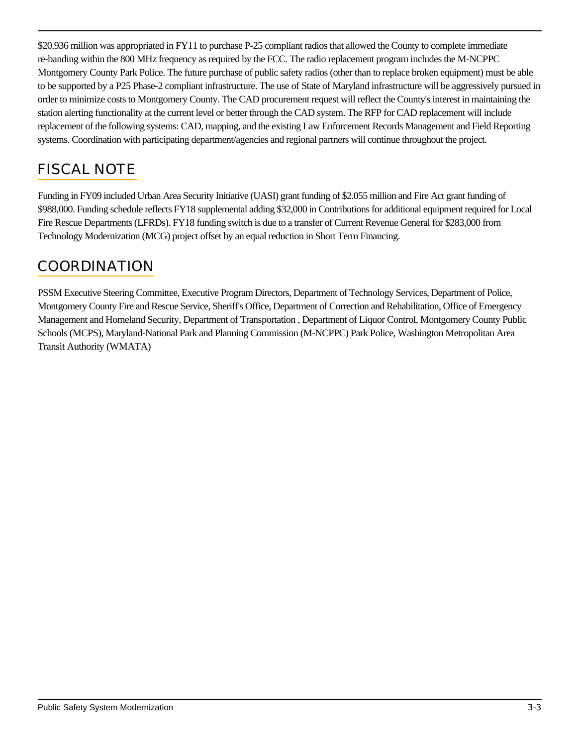$20.936 million was appropriated in FY11 to purchase P-25 compliant radios that allowed the County to complete immediate re-banding within the 800 MHz frequency as required by the FCC. The radio replacement program includes the M-NCPPC Montgomery County Park Police. The future purchase of public safety radios (other than to replace broken equipment) must be able to be supported by a P25 Phase-2 compliant infrastructure. The use of State of Maryland infrastructure will be aggressively pursued in order to minimize costs to Montgomery County. The CAD procurement request will reflect the County's interest in maintaining the station alerting functionality at the current level or better through the CAD system. The RFP for CAD replacement will include replacement of the following systems: CAD, mapping, and the existing Law Enforcement Records Management and Field Reporting systems. Coordination with participating department/agencies and regional partners will continue throughout the project.

## FISCAL NOTE

Funding in FY09 included Urban Area Security Initiative (UASI) grant funding of $2.055 million and Fire Act grant funding of $988,000. Funding schedule reflects FY18 supplemental adding $32,000 in Contributions for additional equipment required for Local Fire Rescue Departments (LFRDs). FY18 funding switch is due to a transfer of Current Revenue General for $283,000 from Technology Modernization (MCG) project offset by an equal reduction in Short Term Financing.

## COORDINATION

PSSM Executive Steering Committee, Executive Program Directors, Department of Technology Services, Department of Police, Montgomery County Fire and Rescue Service, Sheriff's Office, Department of Correction and Rehabilitation, Office of Emergency Management and Homeland Security, Department of Transportation , Department of Liquor Control, Montgomery County Public Schools (MCPS), Maryland-National Park and Planning Commission (M-NCPPC) Park Police, Washington Metropolitan Area Transit Authority (WMATA)